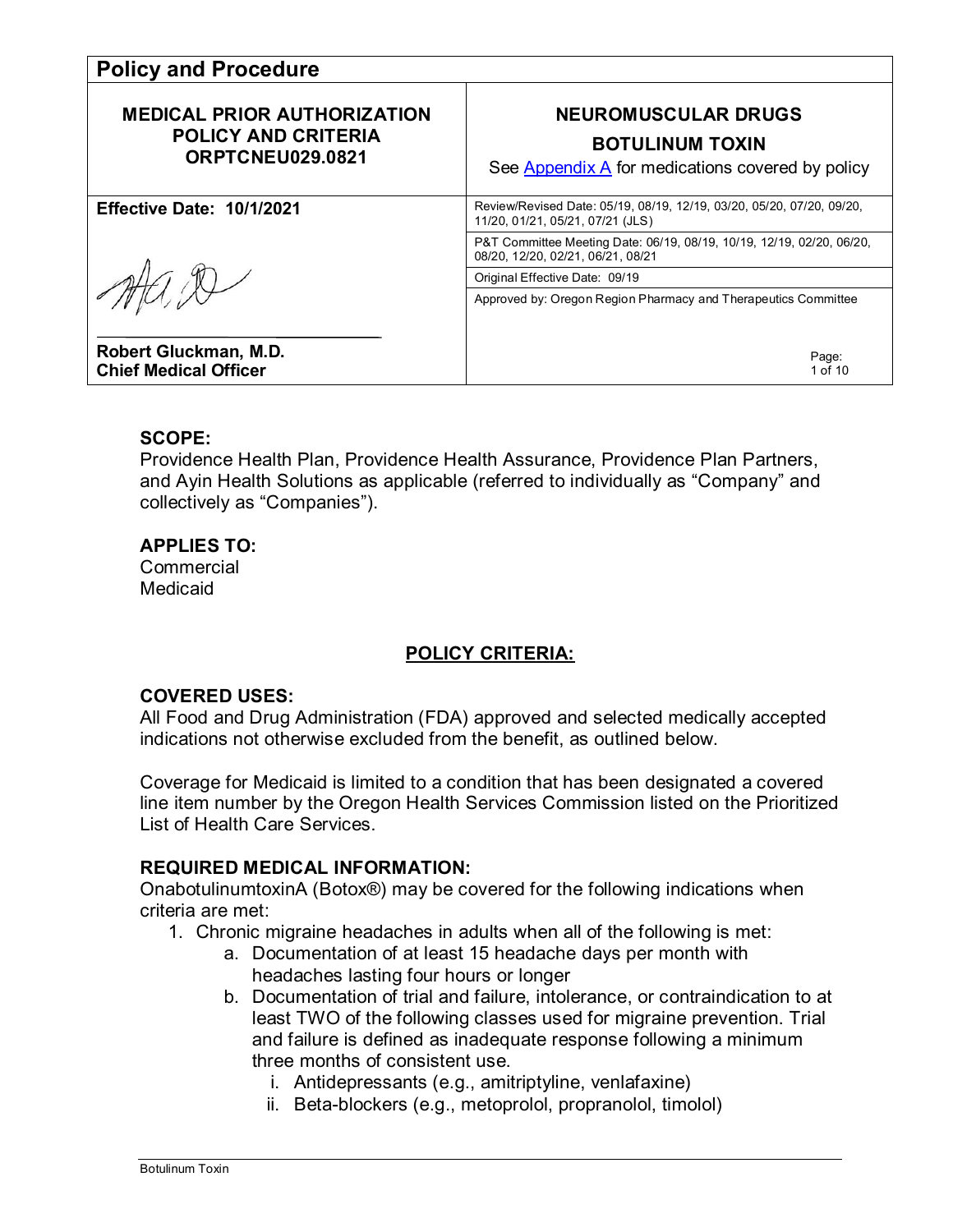# Policy and Procedure

| MEDICAL PRIOR AUTHORIZATION POLICY AND CRITERIA ORPTCNEU029.0821 | NEUROMUSCULAR DRUGS BOTULINUM TOXIN See Appendix A for medications covered by policy |
|---|---|
| **Effective Date: 10/1/2021** | Review/Revised Date: 05/19, 08/19, 12/19, 03/20, 05/20, 07/20, 09/20, 11/20, 01/21, 05/21, 07/21 (JLS) |
| | P&T Committee Meeting Date: 06/19, 08/19, 10/19, 12/19, 02/20, 06/20, 08/20, 12/20, 02/21, 06/21, 08/21 |
| | Original Effective Date: 09/19 |
| **Robert Gluckman, M.D. Chief Medical Officer** | Approved by: Oregon Region Pharmacy and Therapeutics Committee |

**SCOPE:**
Providence Health Plan, Providence Health Assurance, Providence Plan Partners, and Ayin Health Solutions as applicable (referred to individually as "Company" and collectively as "Companies").

**APPLIES TO:**
Commercial
Medicaid

## POLICY CRITERIA:

**COVERED USES:**
All Food and Drug Administration (FDA) approved and selected medically accepted indications not otherwise excluded from the benefit, as outlined below.

Coverage for Medicaid is limited to a condition that has been designated a covered line item number by the Oregon Health Services Commission listed on the Prioritized List of Health Care Services.

**REQUIRED MEDICAL INFORMATION:**
OnabotulinumtoxinA (Botox®) may be covered for the following indications when criteria are met:

1. Chronic migraine headaches in adults when all of the following is met:
   a. Documentation of at least 15 headache days per month with headaches lasting four hours or longer
   b. Documentation of trial and failure, intolerance, or contraindication to at least TWO of the following classes used for migraine prevention. Trial and failure is defined as inadequate response following a minimum three months of consistent use.
      i. Antidepressants (e.g., amitriptyline, venlafaxine)
      ii. Beta-blockers (e.g., metoprolol, propranolol, timolol)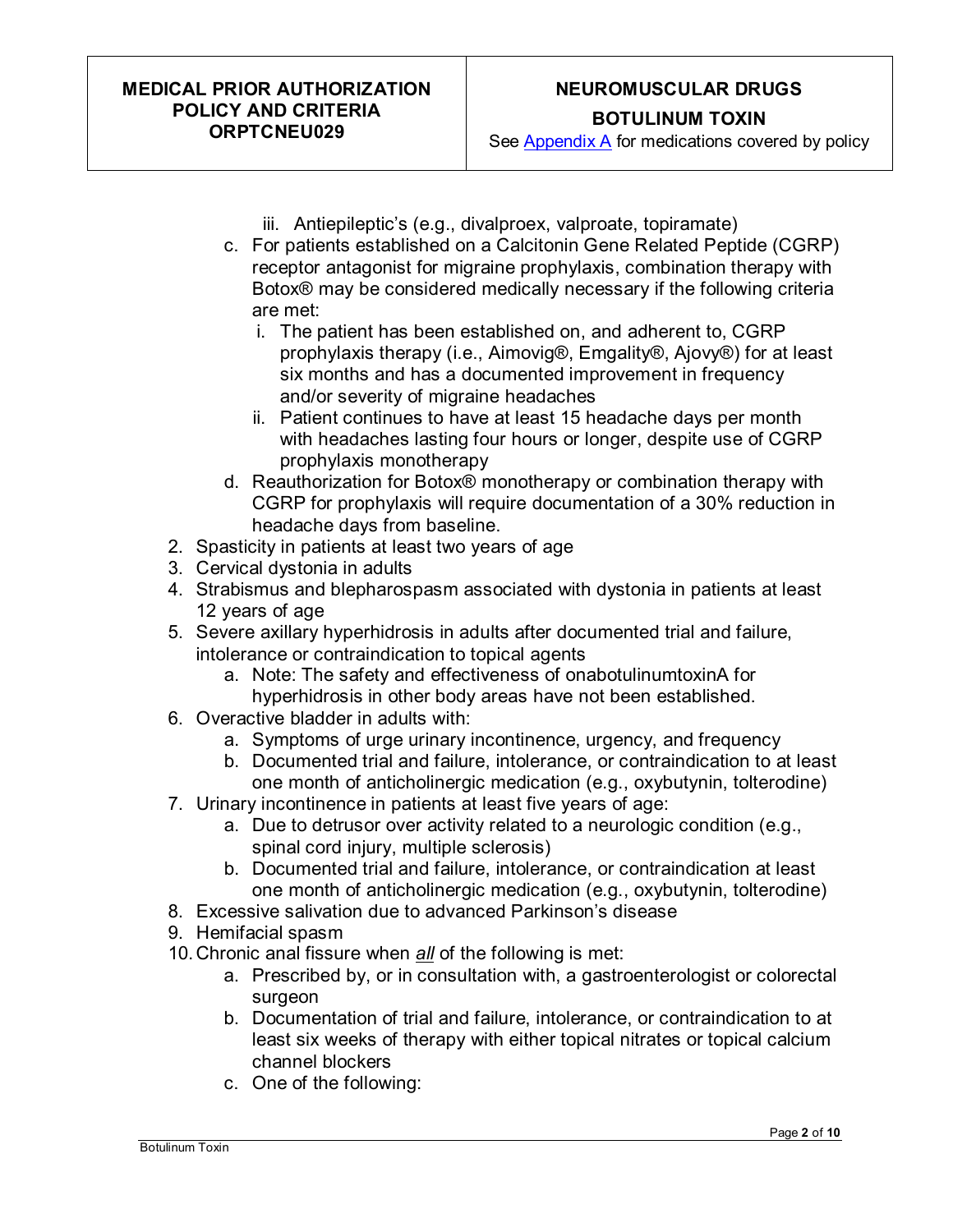iii. Antiepileptic's (e.g., divalproex, valproate, topiramate)

c. For patients established on a Calcitonin Gene Related Peptide (CGRP) receptor antagonist for migraine prophylaxis, combination therapy with Botox® may be considered medically necessary if the following criteria are met:
   i. The patient has been established on, and adherent to, CGRP prophylaxis therapy (i.e., Aimovig®, Emgality®, Ajovy®) for at least six months and has a documented improvement in frequency and/or severity of migraine headaches
   ii. Patient continues to have at least 15 headache days per month with headaches lasting four hours or longer, despite use of CGRP prophylaxis monotherapy

d. Reauthorization for Botox® monotherapy or combination therapy with CGRP for prophylaxis will require documentation of a 30% reduction in headache days from baseline.

2. Spasticity in patients at least two years of age
3. Cervical dystonia in adults
4. Strabismus and blepharospasm associated with dystonia in patients at least 12 years of age
5. Severe axillary hyperhidrosis in adults after documented trial and failure, intolerance or contraindication to topical agents
   a. Note: The safety and effectiveness of onabotulinumtoxinA for hyperhidrosis in other body areas have not been established.
6. Overactive bladder in adults with:
   a. Symptoms of urge urinary incontinence, urgency, and frequency
   b. Documented trial and failure, intolerance, or contraindication to at least one month of anticholinergic medication (e.g., oxybutynin, tolterodine)
7. Urinary incontinence in patients at least five years of age:
   a. Due to detrusor over activity related to a neurologic condition (e.g., spinal cord injury, multiple sclerosis)
   b. Documented trial and failure, intolerance, or contraindication at least one month of anticholinergic medication (e.g., oxybutynin, tolterodine)
8. Excessive salivation due to advanced Parkinson's disease
9. Hemifacial spasm
10. Chronic anal fissure when ***all*** of the following is met:
    a. Prescribed by, or in consultation with, a gastroenterologist or colorectal surgeon
    b. Documentation of trial and failure, intolerance, or contraindication to at least six weeks of therapy with either topical nitrates or topical calcium channel blockers
    c. One of the following: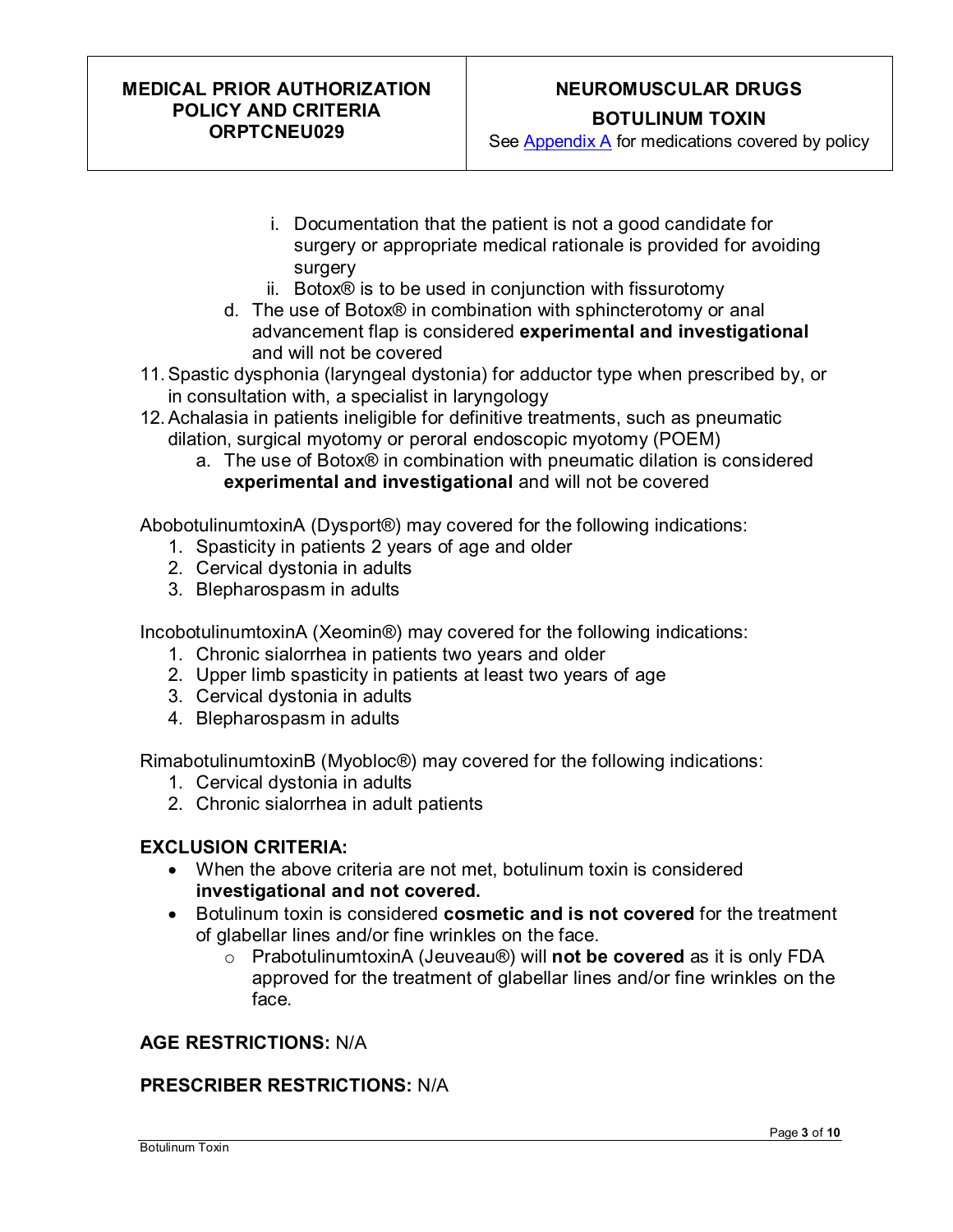i. Documentation that the patient is not a good candidate for surgery or appropriate medical rationale is provided for avoiding surgery
ii. Botox® is to be used in conjunction with fissurotomy

d. The use of Botox® in combination with sphincterotomy or anal advancement flap is considered **experimental and investigational** and will not be covered

11. Spastic dysphonia (laryngeal dystonia) for adductor type when prescribed by, or in consultation with, a specialist in laryngology
12. Achalasia in patients ineligible for definitive treatments, such as pneumatic dilation, surgical myotomy or peroral endoscopic myotomy (POEM)
    a. The use of Botox® in combination with pneumatic dilation is considered **experimental and investigational** and will not be covered

AbobotulinumtoxinA (Dysport®) may covered for the following indications:
1. Spasticity in patients 2 years of age and older
2. Cervical dystonia in adults
3. Blepharospasm in adults

IncobotulinumtoxinA (Xeomin®) may covered for the following indications:
1. Chronic sialorrhea in patients two years and older
2. Upper limb spasticity in patients at least two years of age
3. Cervical dystonia in adults
4. Blepharospasm in adults

RimabotulinumtoxinB (Myobloc®) may covered for the following indications:
1. Cervical dystonia in adults
2. Chronic sialorrhea in adult patients

**EXCLUSION CRITERIA:**

- When the above criteria are not met, botulinum toxin is considered **investigational and not covered.**
- Botulinum toxin is considered **cosmetic and is not covered** for the treatment of glabellar lines and/or fine wrinkles on the face.
    - PrabotulinumtoxinA (Jeuveau®) will **not be covered** as it is only FDA approved for the treatment of glabellar lines and/or fine wrinkles on the face.

**AGE RESTRICTIONS:** N/A

**PRESCRIBER RESTRICTIONS:** N/A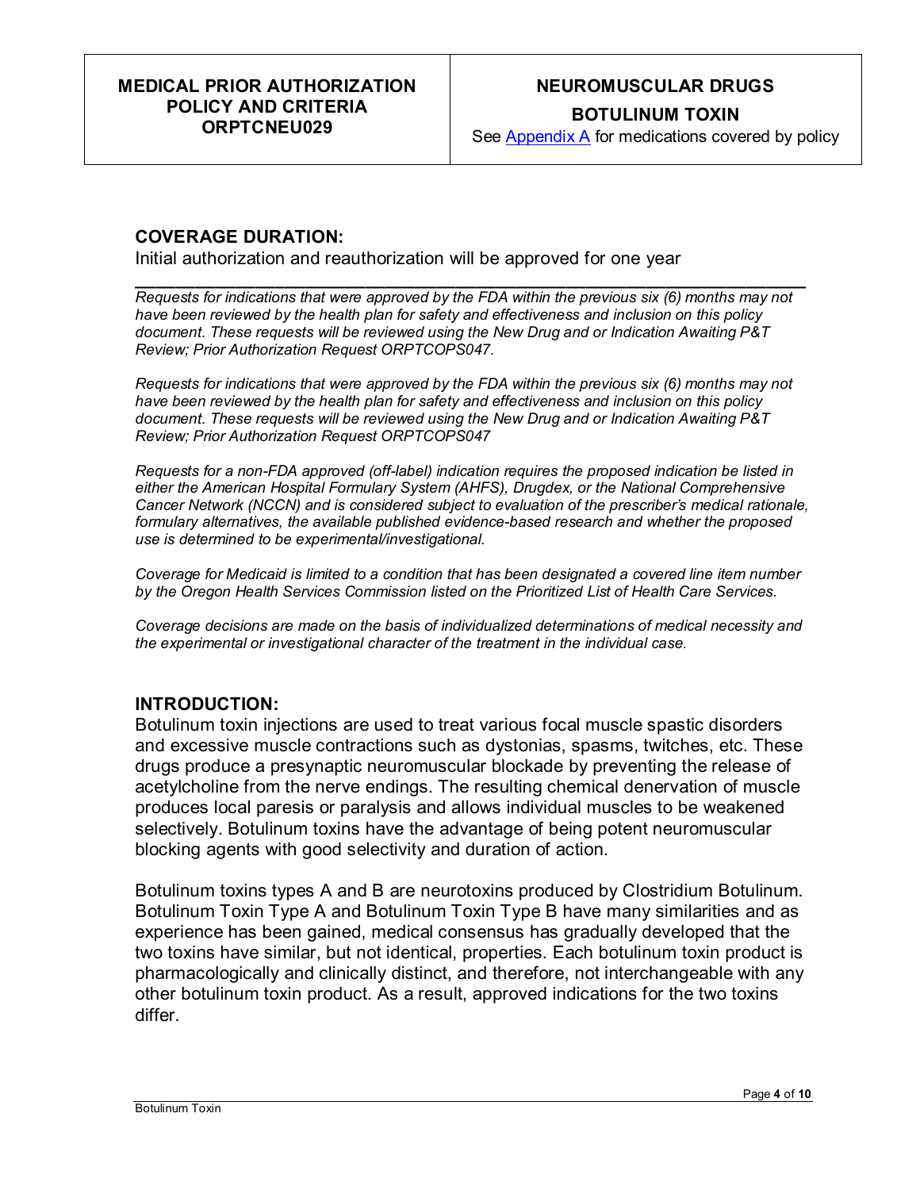## COVERAGE DURATION:

Initial authorization and reauthorization will be approved for one year

---

*Requests for indications that were approved by the FDA within the previous six (6) months may not have been reviewed by the health plan for safety and effectiveness and inclusion on this policy document. These requests will be reviewed using the New Drug and or Indication Awaiting P&T Review; Prior Authorization Request ORPTCOPS047.*

*Requests for indications that were approved by the FDA within the previous six (6) months may not have been reviewed by the health plan for safety and effectiveness and inclusion on this policy document. These requests will be reviewed using the New Drug and or Indication Awaiting P&T Review; Prior Authorization Request ORPTCOPS047*

*Requests for a non-FDA approved (off-label) indication requires the proposed indication be listed in either the American Hospital Formulary System (AHFS), Drugdex, or the National Comprehensive Cancer Network (NCCN) and is considered subject to evaluation of the prescriber's medical rationale, formulary alternatives, the available published evidence-based research and whether the proposed use is determined to be experimental/investigational.*

*Coverage for Medicaid is limited to a condition that has been designated a covered line item number by the Oregon Health Services Commission listed on the Prioritized List of Health Care Services.*

*Coverage decisions are made on the basis of individualized determinations of medical necessity and the experimental or investigational character of the treatment in the individual case.*

## INTRODUCTION:

Botulinum toxin injections are used to treat various focal muscle spastic disorders and excessive muscle contractions such as dystonias, spasms, twitches, etc. These drugs produce a presynaptic neuromuscular blockade by preventing the release of acetylcholine from the nerve endings. The resulting chemical denervation of muscle produces local paresis or paralysis and allows individual muscles to be weakened selectively. Botulinum toxins have the advantage of being potent neuromuscular blocking agents with good selectivity and duration of action.

Botulinum toxins types A and B are neurotoxins produced by Clostridium Botulinum. Botulinum Toxin Type A and Botulinum Toxin Type B have many similarities and as experience has been gained, medical consensus has gradually developed that the two toxins have similar, but not identical, properties. Each botulinum toxin product is pharmacologically and clinically distinct, and therefore, not interchangeable with any other botulinum toxin product. As a result, approved indications for the two toxins differ.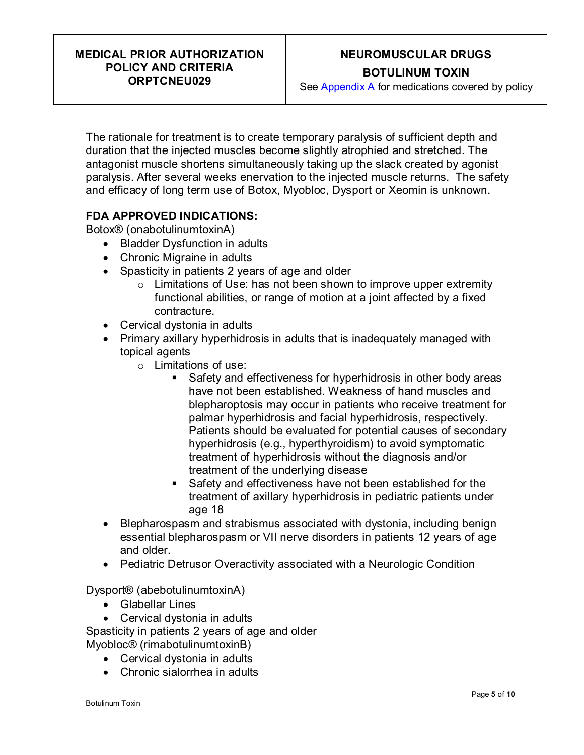The rationale for treatment is to create temporary paralysis of sufficient depth and duration that the injected muscles become slightly atrophied and stretched. The antagonist muscle shortens simultaneously taking up the slack created by agonist paralysis. After several weeks enervation to the injected muscle returns. The safety and efficacy of long term use of Botox, Myobloc, Dysport or Xeomin is unknown.

**FDA APPROVED INDICATIONS:**

Botox® (onabotulinumtoxinA)

- Bladder Dysfunction in adults
- Chronic Migraine in adults
- Spasticity in patients 2 years of age and older
  - Limitations of Use: has not been shown to improve upper extremity functional abilities, or range of motion at a joint affected by a fixed contracture.
- Cervical dystonia in adults
- Primary axillary hyperhidrosis in adults that is inadequately managed with topical agents
  - Limitations of use:
    - Safety and effectiveness for hyperhidrosis in other body areas have not been established. Weakness of hand muscles and blepharoptosis may occur in patients who receive treatment for palmar hyperhidrosis and facial hyperhidrosis, respectively. Patients should be evaluated for potential causes of secondary hyperhidrosis (e.g., hyperthyroidism) to avoid symptomatic treatment of hyperhidrosis without the diagnosis and/or treatment of the underlying disease
    - Safety and effectiveness have not been established for the treatment of axillary hyperhidrosis in pediatric patients under age 18
- Blepharospasm and strabismus associated with dystonia, including benign essential blepharospasm or VII nerve disorders in patients 12 years of age and older.
- Pediatric Detrusor Overactivity associated with a Neurologic Condition

Dysport® (abebotulinumtoxinA)

- Glabellar Lines
- Cervical dystonia in adults

Spasticity in patients 2 years of age and older

Myobloc® (rimabotulinumtoxinB)

- Cervical dystonia in adults
- Chronic sialorrhea in adults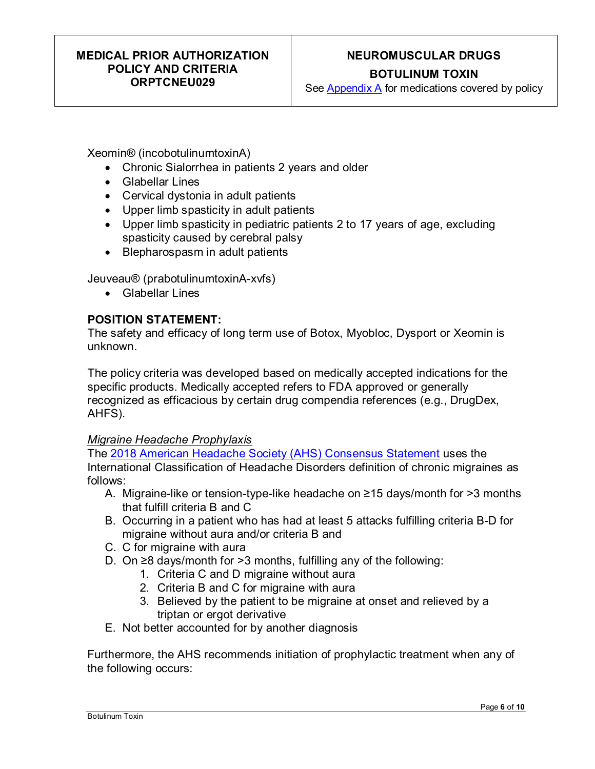Xeomin® (incobotulinumtoxinA)

- Chronic Sialorrhea in patients 2 years and older
- Glabellar Lines
- Cervical dystonia in adult patients
- Upper limb spasticity in adult patients
- Upper limb spasticity in pediatric patients 2 to 17 years of age, excluding spasticity caused by cerebral palsy
- Blepharospasm in adult patients

Jeuveau® (prabotulinumtoxinA-xvfs)

- Glabellar Lines

**POSITION STATEMENT:**

The safety and efficacy of long term use of Botox, Myobloc, Dysport or Xeomin is unknown.

The policy criteria was developed based on medically accepted indications for the specific products. Medically accepted refers to FDA approved or generally recognized as efficacious by certain drug compendia references (e.g., DrugDex, AHFS).

*Migraine Headache Prophylaxis*

The 2018 American Headache Society (AHS) Consensus Statement uses the International Classification of Headache Disorders definition of chronic migraines as follows:

A. Migraine-like or tension-type-like headache on ≥15 days/month for >3 months that fulfill criteria B and C
B. Occurring in a patient who has had at least 5 attacks fulfilling criteria B-D for migraine without aura and/or criteria B and
C. C for migraine with aura
D. On ≥8 days/month for >3 months, fulfilling any of the following:
    1. Criteria C and D migraine without aura
    2. Criteria B and C for migraine with aura
    3. Believed by the patient to be migraine at onset and relieved by a triptan or ergot derivative
E. Not better accounted for by another diagnosis

Furthermore, the AHS recommends initiation of prophylactic treatment when any of the following occurs: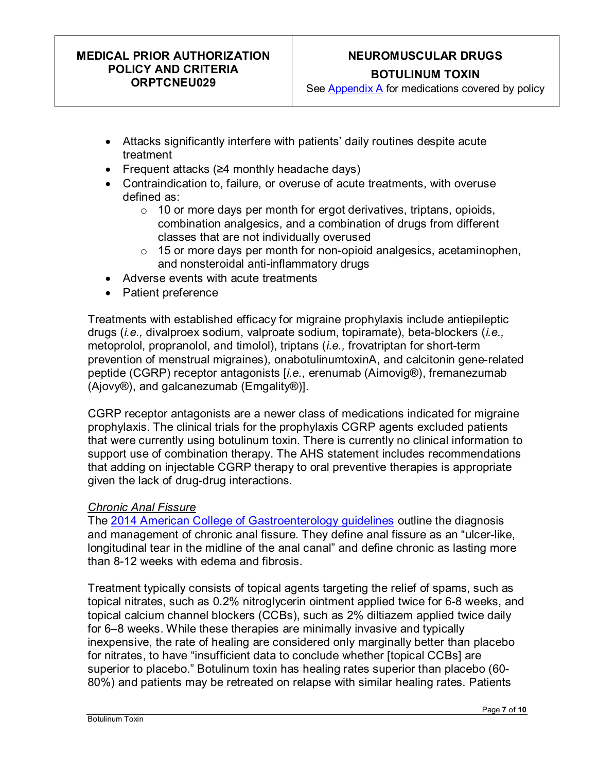- Attacks significantly interfere with patients' daily routines despite acute treatment
- Frequent attacks (≥4 monthly headache days)
- Contraindication to, failure, or overuse of acute treatments, with overuse defined as:
    - 10 or more days per month for ergot derivatives, triptans, opioids, combination analgesics, and a combination of drugs from different classes that are not individually overused
    - 15 or more days per month for non-opioid analgesics, acetaminophen, and nonsteroidal anti-inflammatory drugs
- Adverse events with acute treatments
- Patient preference

Treatments with established efficacy for migraine prophylaxis include antiepileptic drugs (*i.e.,* divalproex sodium, valproate sodium, topiramate), beta-blockers (*i.e.,* metoprolol, propranolol, and timolol), triptans (*i.e.,* frovatriptan for short-term prevention of menstrual migraines), onabotulinumtoxinA, and calcitonin gene-related peptide (CGRP) receptor antagonists [*i.e.,* erenumab (Aimovig®), fremanezumab (Ajovy®), and galcanezumab (Emgality®)].

CGRP receptor antagonists are a newer class of medications indicated for migraine prophylaxis. The clinical trials for the prophylaxis CGRP agents excluded patients that were currently using botulinum toxin. There is currently no clinical information to support use of combination therapy. The AHS statement includes recommendations that adding on injectable CGRP therapy to oral preventive therapies is appropriate given the lack of drug-drug interactions.

*Chronic Anal Fissure*

The 2014 American College of Gastroenterology guidelines outline the diagnosis and management of chronic anal fissure. They define anal fissure as an "ulcer-like, longitudinal tear in the midline of the anal canal" and define chronic as lasting more than 8-12 weeks with edema and fibrosis.

Treatment typically consists of topical agents targeting the relief of spams, such as topical nitrates, such as 0.2% nitroglycerin ointment applied twice for 6-8 weeks, and topical calcium channel blockers (CCBs), such as 2% diltiazem applied twice daily for 6–8 weeks. While these therapies are minimally invasive and typically inexpensive, the rate of healing are considered only marginally better than placebo for nitrates, to have "insufficient data to conclude whether [topical CCBs] are superior to placebo." Botulinum toxin has healing rates superior than placebo (60-80%) and patients may be retreated on relapse with similar healing rates. Patients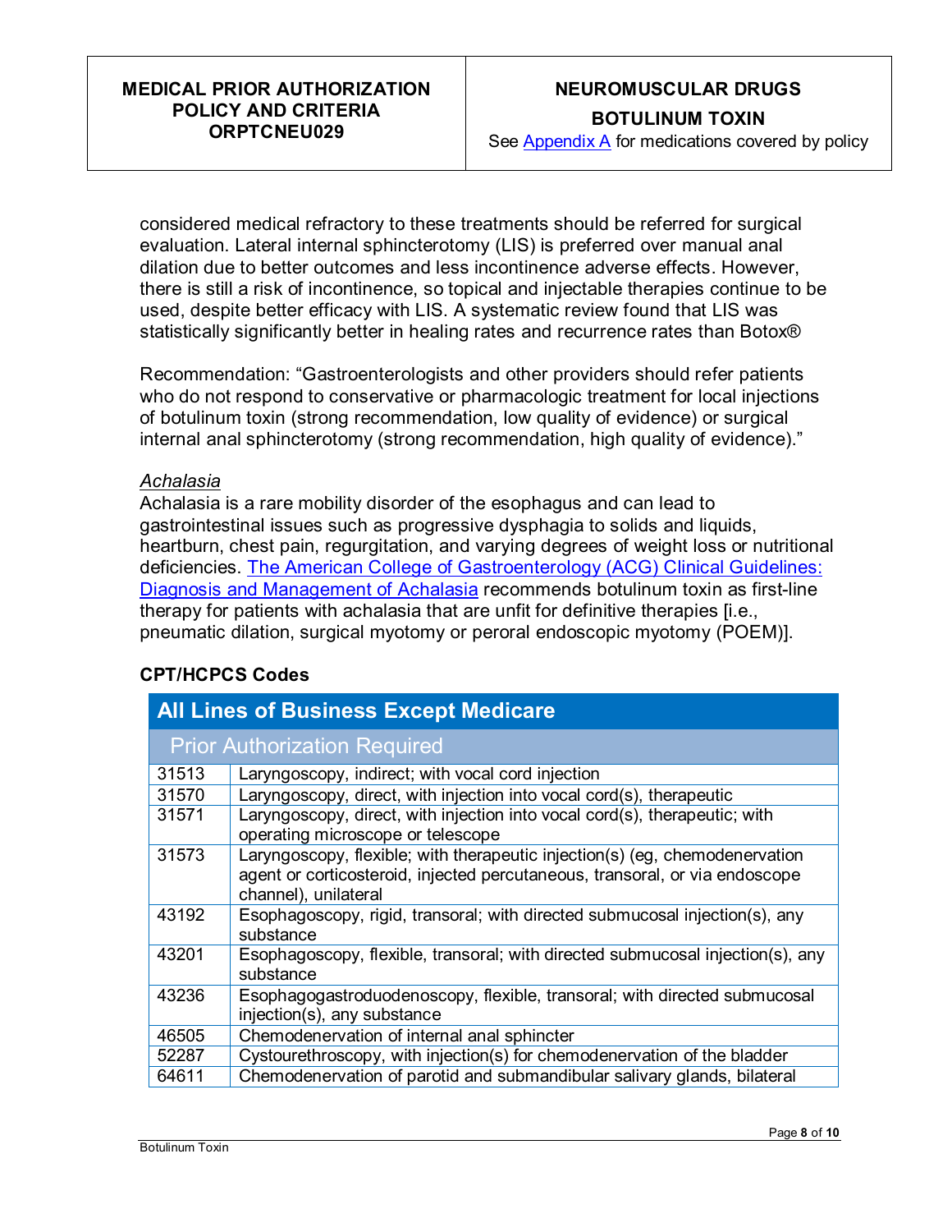considered medical refractory to these treatments should be referred for surgical evaluation. Lateral internal sphincterotomy (LIS) is preferred over manual anal dilation due to better outcomes and less incontinence adverse effects. However, there is still a risk of incontinence, so topical and injectable therapies continue to be used, despite better efficacy with LIS. A systematic review found that LIS was statistically significantly better in healing rates and recurrence rates than Botox®

Recommendation: "Gastroenterologists and other providers should refer patients who do not respond to conservative or pharmacologic treatment for local injections of botulinum toxin (strong recommendation, low quality of evidence) or surgical internal anal sphincterotomy (strong recommendation, high quality of evidence)."

*Achalasia*

Achalasia is a rare mobility disorder of the esophagus and can lead to gastrointestinal issues such as progressive dysphagia to solids and liquids, heartburn, chest pain, regurgitation, and varying degrees of weight loss or nutritional deficiencies. The American College of Gastroenterology (ACG) Clinical Guidelines: Diagnosis and Management of Achalasia recommends botulinum toxin as first-line therapy for patients with achalasia that are unfit for definitive therapies [i.e., pneumatic dilation, surgical myotomy or peroral endoscopic myotomy (POEM)].

**CPT/HCPCS Codes**

| All Lines of Business Except Medicare | |
|---|---|
| Prior Authorization Required | |
| 31513 | Laryngoscopy, indirect; with vocal cord injection |
| 31570 | Laryngoscopy, direct, with injection into vocal cord(s), therapeutic |
| 31571 | Laryngoscopy, direct, with injection into vocal cord(s), therapeutic; with operating microscope or telescope |
| 31573 | Laryngoscopy, flexible; with therapeutic injection(s) (eg, chemodenervation agent or corticosteroid, injected percutaneous, transoral, or via endoscope channel), unilateral |
| 43192 | Esophagoscopy, rigid, transoral; with directed submucosal injection(s), any substance |
| 43201 | Esophagoscopy, flexible, transoral; with directed submucosal injection(s), any substance |
| 43236 | Esophagogastroduodenoscopy, flexible, transoral; with directed submucosal injection(s), any substance |
| 46505 | Chemodenervation of internal anal sphincter |
| 52287 | Cystourethroscopy, with injection(s) for chemodenervation of the bladder |
| 64611 | Chemodenervation of parotid and submandibular salivary glands, bilateral |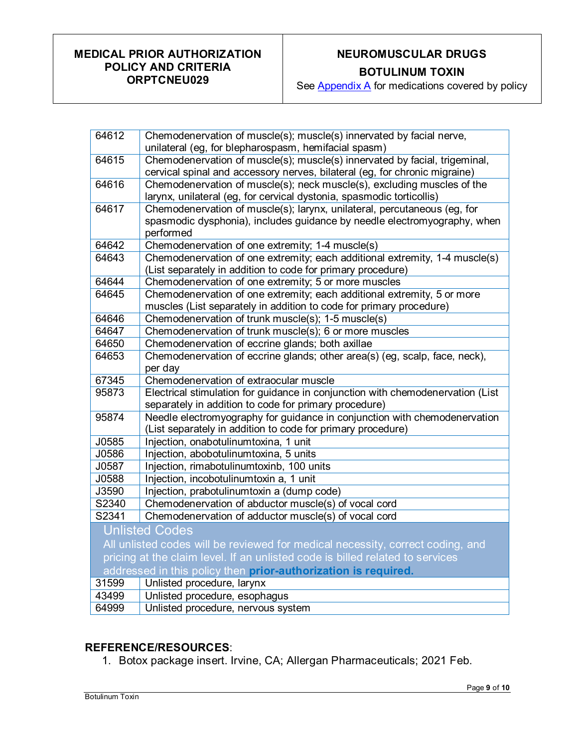| | |
|---|---|
| 64612 | Chemodenervation of muscle(s); muscle(s) innervated by facial nerve, unilateral (eg, for blepharospasm, hemifacial spasm) |
| 64615 | Chemodenervation of muscle(s); muscle(s) innervated by facial, trigeminal, cervical spinal and accessory nerves, bilateral (eg, for chronic migraine) |
| 64616 | Chemodenervation of muscle(s); neck muscle(s), excluding muscles of the larynx, unilateral (eg, for cervical dystonia, spasmodic torticollis) |
| 64617 | Chemodenervation of muscle(s); larynx, unilateral, percutaneous (eg, for spasmodic dysphonia), includes guidance by needle electromyography, when performed |
| 64642 | Chemodenervation of one extremity; 1-4 muscle(s) |
| 64643 | Chemodenervation of one extremity; each additional extremity, 1-4 muscle(s) (List separately in addition to code for primary procedure) |
| 64644 | Chemodenervation of one extremity; 5 or more muscles |
| 64645 | Chemodenervation of one extremity; each additional extremity, 5 or more muscles (List separately in addition to code for primary procedure) |
| 64646 | Chemodenervation of trunk muscle(s); 1-5 muscle(s) |
| 64647 | Chemodenervation of trunk muscle(s); 6 or more muscles |
| 64650 | Chemodenervation of eccrine glands; both axillae |
| 64653 | Chemodenervation of eccrine glands; other area(s) (eg, scalp, face, neck), per day |
| 67345 | Chemodenervation of extraocular muscle |
| 95873 | Electrical stimulation for guidance in conjunction with chemodenervation (List separately in addition to code for primary procedure) |
| 95874 | Needle electromyography for guidance in conjunction with chemodenervation (List separately in addition to code for primary procedure) |
| J0585 | Injection, onabotulinumtoxina, 1 unit |
| J0586 | Injection, abobotulinumtoxina, 5 units |
| J0587 | Injection, rimabotulinumtoxinb, 100 units |
| J0588 | Injection, incobotulinumtoxin a, 1 unit |
| J3590 | Injection, prabotulinumtoxin a (dump code) |
| S2340 | Chemodenervation of abductor muscle(s) of vocal cord |
| S2341 | Chemodenervation of adductor muscle(s) of vocal cord |
| **Unlisted Codes** All unlisted codes will be reviewed for medical necessity, correct coding, and pricing at the claim level. If an unlisted code is billed related to services addressed in this policy then **prior-authorization is required.** | |
| 31599 | Unlisted procedure, larynx |
| 43499 | Unlisted procedure, esophagus |
| 64999 | Unlisted procedure, nervous system |

**REFERENCE/RESOURCES**:

1. Botox package insert. Irvine, CA; Allergan Pharmaceuticals; 2021 Feb.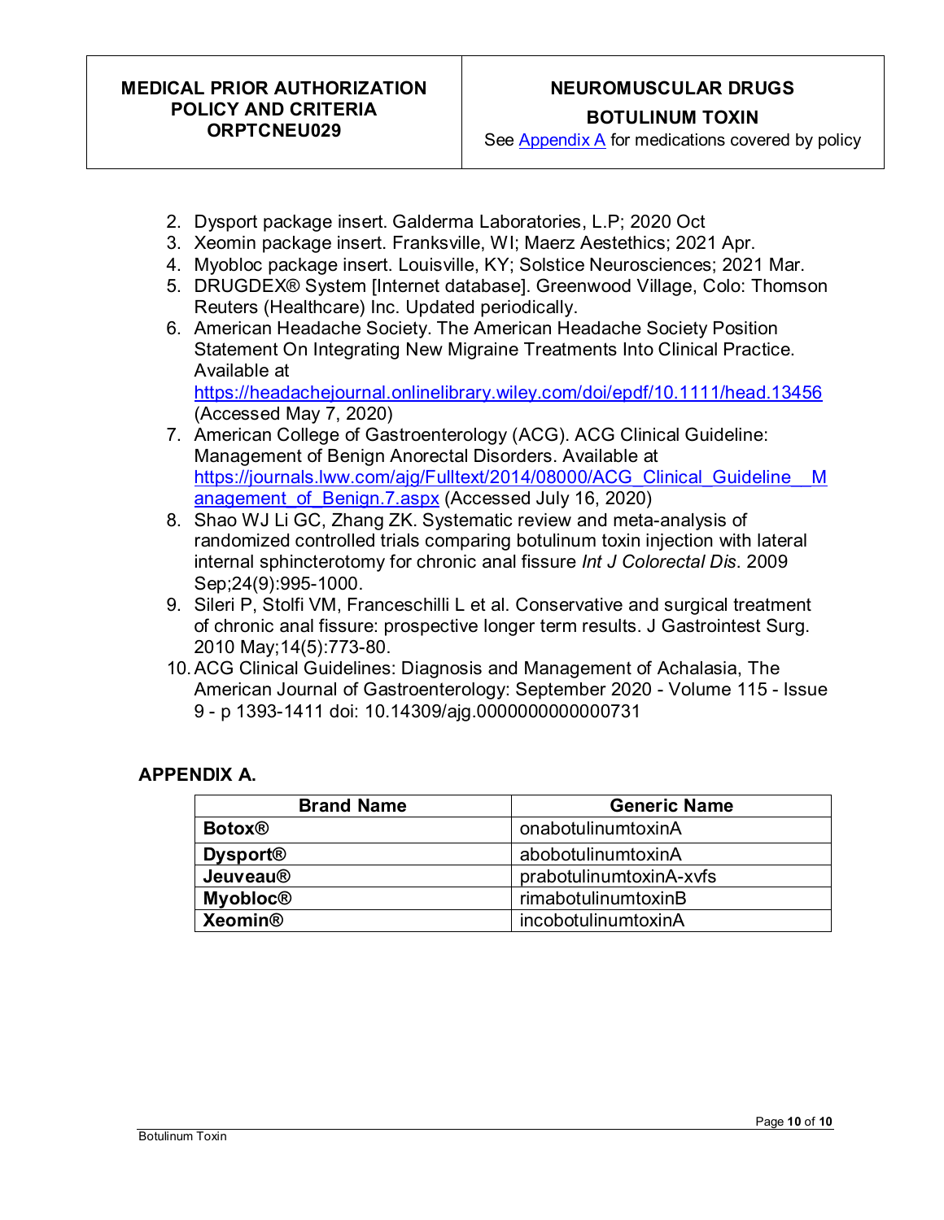2. Dysport package insert. Galderma Laboratories, L.P; 2020 Oct
3. Xeomin package insert. Franksville, WI; Maerz Aestethics; 2021 Apr.
4. Myobloc package insert. Louisville, KY; Solstice Neurosciences; 2021 Mar.
5. DRUGDEX® System [Internet database]. Greenwood Village, Colo: Thomson Reuters (Healthcare) Inc. Updated periodically.
6. American Headache Society. The American Headache Society Position Statement On Integrating New Migraine Treatments Into Clinical Practice. Available at https://headachejournal.onlinelibrary.wiley.com/doi/epdf/10.1111/head.13456 (Accessed May 7, 2020)
7. American College of Gastroenterology (ACG). ACG Clinical Guideline: Management of Benign Anorectal Disorders. Available at https://journals.lww.com/ajg/Fulltext/2014/08000/ACG_Clinical_Guideline__Management_of_Benign.7.aspx (Accessed July 16, 2020)
8. Shao WJ Li GC, Zhang ZK. Systematic review and meta-analysis of randomized controlled trials comparing botulinum toxin injection with lateral internal sphincterotomy for chronic anal fissure *Int J Colorectal Dis*. 2009 Sep;24(9):995-1000.
9. Sileri P, Stolfi VM, Franceschilli L et al. Conservative and surgical treatment of chronic anal fissure: prospective longer term results. J Gastrointest Surg. 2010 May;14(5):773-80.
10. ACG Clinical Guidelines: Diagnosis and Management of Achalasia, The American Journal of Gastroenterology: September 2020 - Volume 115 - Issue 9 - p 1393-1411 doi: 10.14309/ajg.0000000000000731

## APPENDIX A.

| Brand Name | Generic Name |
|---|---|
| **Botox®** | onabotulinumtoxinA |
| **Dysport®** | abobotulinumtoxinA |
| **Jeuveau®** | prabotulinumtoxinA-xvfs |
| **Myobloc®** | rimabotulinumtoxinB |
| **Xeomin®** | incobotulinumtoxinA |